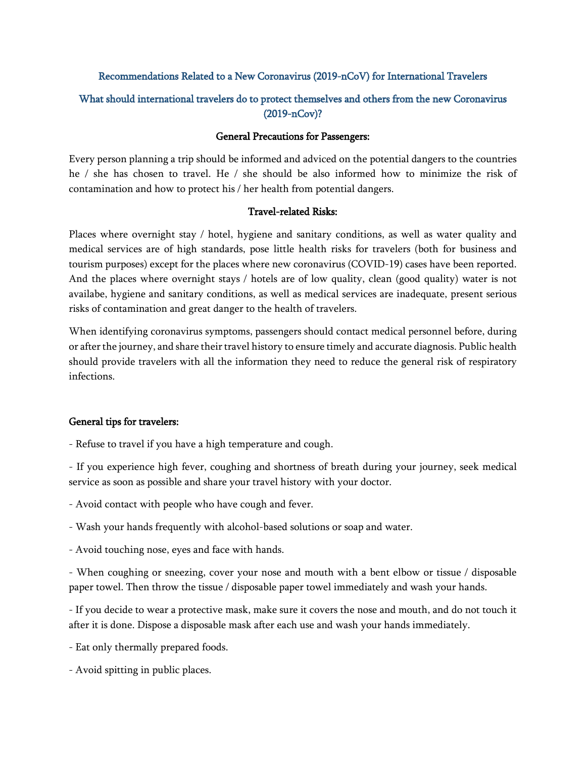## Recommendations Related to a New Coronavirus (2019-nCoV) for International Travelers

## What should international travelers do to protect themselves and others from the new Coronavirus (2019-nCov)?

### General Precautions for Passengers:

Every person planning a trip should be informed and adviced on the potential dangers to the countries he / she has chosen to travel. He / she should be also informed how to minimize the risk of contamination and how to protect his / her health from potential dangers.

### Travel-related Risks:

Places where overnight stay / hotel, hygiene and sanitary conditions, as well as water quality and medical services are of high standards, pose little health risks for travelers (both for business and tourism purposes) except for the places where new coronavirus (COVID-19) cases have been reported. And the places where overnight stays / hotels are of low quality, clean (good quality) water is not availabe, hygiene and sanitary conditions, as well as medical services are inadequate, present serious risks of contamination and great danger to the health of travelers.

When identifying coronavirus symptoms, passengers should contact medical personnel before, during or after the journey, and share their travel history to ensure timely and accurate diagnosis. Public health should provide travelers with all the information they need to reduce the general risk of respiratory infections.

**General tips for travelers:**

- Refuse to travel if you have a high temperature and cough.
- If you experience high fever, coughing and shortness of breath during your journey, seek medical service as soon as possible and share your travel history with your doctor.
- Avoid contact with people who have cough and fever.
- Wash your hands frequently with alcohol-based solutions or soap and water.
- Avoid touching nose, eyes and face with hands.
- When coughing or sneezing, cover your nose and mouth with a bent elbow or tissue / disposable paper towel. Then throw the tissue / disposable paper towel immediately and wash your hands.
- If you decide to wear a protective mask, make sure it covers the nose and mouth, and do not touch it after it is done. Dispose a disposable mask after each use and wash your hands immediately.
- Eat only thermally prepared foods.
- Avoid spitting in public places.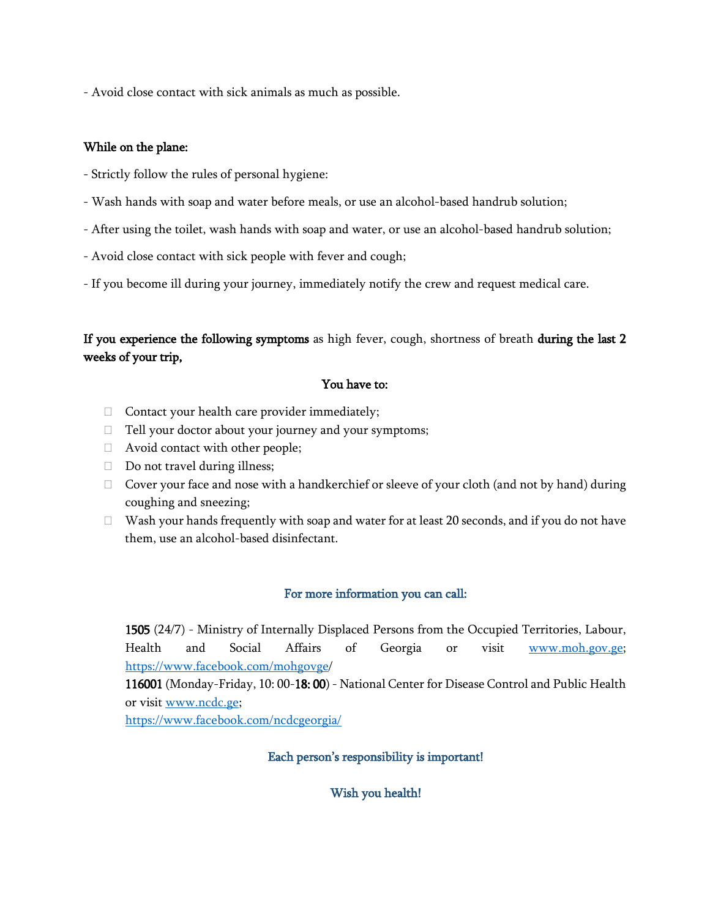- Avoid close contact with sick animals as much as possible.

**While on the plane:**

- Strictly follow the rules of personal hygiene:

- Wash hands with soap and water before meals, or use an alcohol-based handrub solution;

- After using the toilet, wash hands with soap and water, or use an alcohol-based handrub solution;

- Avoid close contact with sick people with fever and cough;

- If you become ill during your journey, immediately notify the crew and request medical care.

**If you experience the following symptoms** as high fever, cough, shortness of breath **during the last 2 weeks of your trip,**

**You have to:**

- Contact your health care provider immediately;
- Tell your doctor about your journey and your symptoms;
- Avoid contact with other people;
- Do not travel during illness;
- Cover your face and nose with a handkerchief or sleeve of your cloth (and not by hand) during coughing and sneezing;
- Wash your hands frequently with soap and water for at least 20 seconds, and if you do not have them, use an alcohol-based disinfectant.

**For more information you can call:**

**1505** (24/7) - Ministry of Internally Displaced Persons from the Occupied Territories, Labour, Health and Social Affairs of Georgia or visit [www.moh.gov.ge](http://www.moh.gov.ge); [https://www.facebook.com/mohgovge](https://www.facebook.com/mohgovge)/
**116001** (Monday-Friday, 10: 00-**18: 00**) - National Center for Disease Control and Public Health or visit [www.ncdc.ge](http://www.ncdc.ge);
[https://www.facebook.com/ncdcgeorgia/](https://www.facebook.com/ncdcgeorgia/)

**Each person's responsibility is important!**

**Wish you health!**